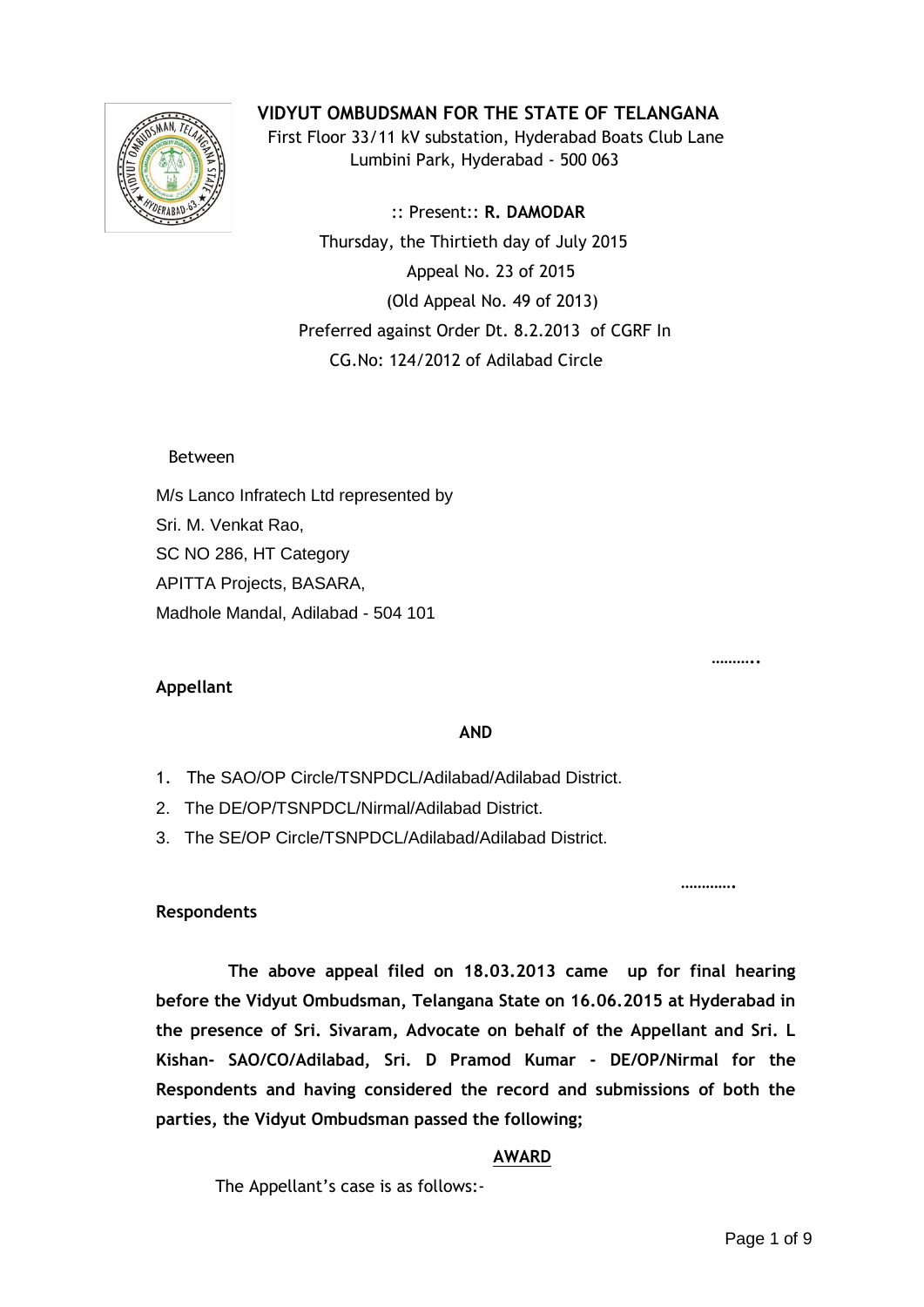# VIDYUT OMBUDSMAN FOR THE STATE OF TELANGANA

First Floor 33/11 kV substation, Hyderabad Boats Club Lane
Lumbini Park, Hyderabad - 500 063

:: Present:: **R. DAMODAR**

Thursday, the Thirtieth day of July 2015

Appeal No. 23 of 2015

(Old Appeal No. 49 of 2013)

Preferred against Order Dt. 8.2.2013 of CGRF In
CG.No: 124/2012 of Adilabad Circle

Between

M/s Lanco Infratech Ltd represented by
Sri. M. Venkat Rao,
SC NO 286, HT Category
APITTA Projects, BASARA,
Madhole Mandal, Adilabad - 504 101

………..

**Appellant**

**AND**

1. The SAO/OP Circle/TSNPDCL/Adilabad/Adilabad District.
2. The DE/OP/TSNPDCL/Nirmal/Adilabad District.
3. The SE/OP Circle/TSNPDCL/Adilabad/Adilabad District.

………….

**Respondents**

**The above appeal filed on 18.03.2013 came up for final hearing before the Vidyut Ombudsman, Telangana State on 16.06.2015 at Hyderabad in the presence of Sri. Sivaram, Advocate on behalf of the Appellant and Sri. L Kishan- SAO/CO/Adilabad, Sri. D Pramod Kumar - DE/OP/Nirmal for the Respondents and having considered the record and submissions of both the parties, the Vidyut Ombudsman passed the following;**

## AWARD

The Appellant's case is as follows:-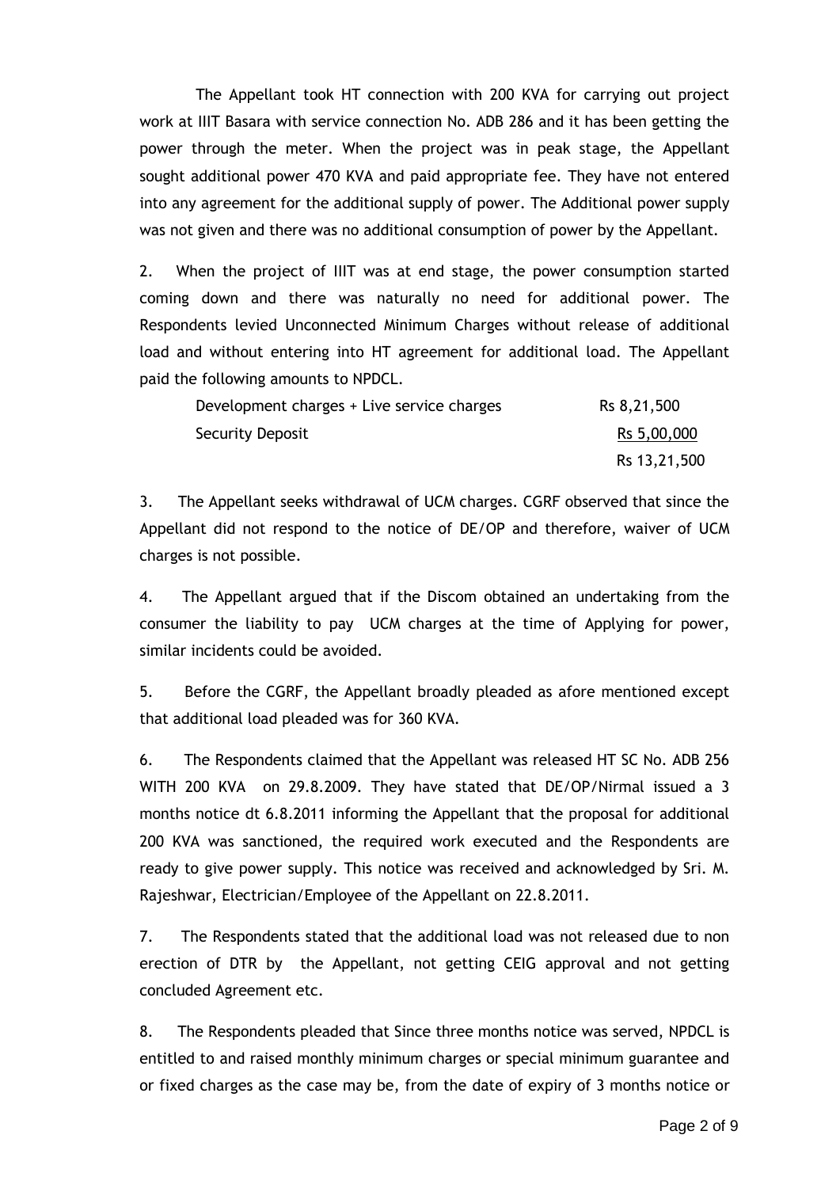The Appellant took HT connection with 200 KVA for carrying out project work at IIIT Basara with service connection No. ADB 286 and it has been getting the power through the meter. When the project was in peak stage, the Appellant sought additional power 470 KVA and paid appropriate fee. They have not entered into any agreement for the additional supply of power. The Additional power supply was not given and there was no additional consumption of power by the Appellant.

2. When the project of IIIT was at end stage, the power consumption started coming down and there was naturally no need for additional power. The Respondents levied Unconnected Minimum Charges without release of additional load and without entering into HT agreement for additional load. The Appellant paid the following amounts to NPDCL.

| | |
|---|---|
| Development charges + Live service charges | Rs 8,21,500 |
| Security Deposit | Rs 5,00,000 |
| | Rs 13,21,500 |

3. The Appellant seeks withdrawal of UCM charges. CGRF observed that since the Appellant did not respond to the notice of DE/OP and therefore, waiver of UCM charges is not possible.

4. The Appellant argued that if the Discom obtained an undertaking from the consumer the liability to pay UCM charges at the time of Applying for power, similar incidents could be avoided.

5. Before the CGRF, the Appellant broadly pleaded as afore mentioned except that additional load pleaded was for 360 KVA.

6. The Respondents claimed that the Appellant was released HT SC No. ADB 256 WITH 200 KVA on 29.8.2009. They have stated that DE/OP/Nirmal issued a 3 months notice dt 6.8.2011 informing the Appellant that the proposal for additional 200 KVA was sanctioned, the required work executed and the Respondents are ready to give power supply. This notice was received and acknowledged by Sri. M. Rajeshwar, Electrician/Employee of the Appellant on 22.8.2011.

7. The Respondents stated that the additional load was not released due to non erection of DTR by the Appellant, not getting CEIG approval and not getting concluded Agreement etc.

8. The Respondents pleaded that Since three months notice was served, NPDCL is entitled to and raised monthly minimum charges or special minimum guarantee and or fixed charges as the case may be, from the date of expiry of 3 months notice or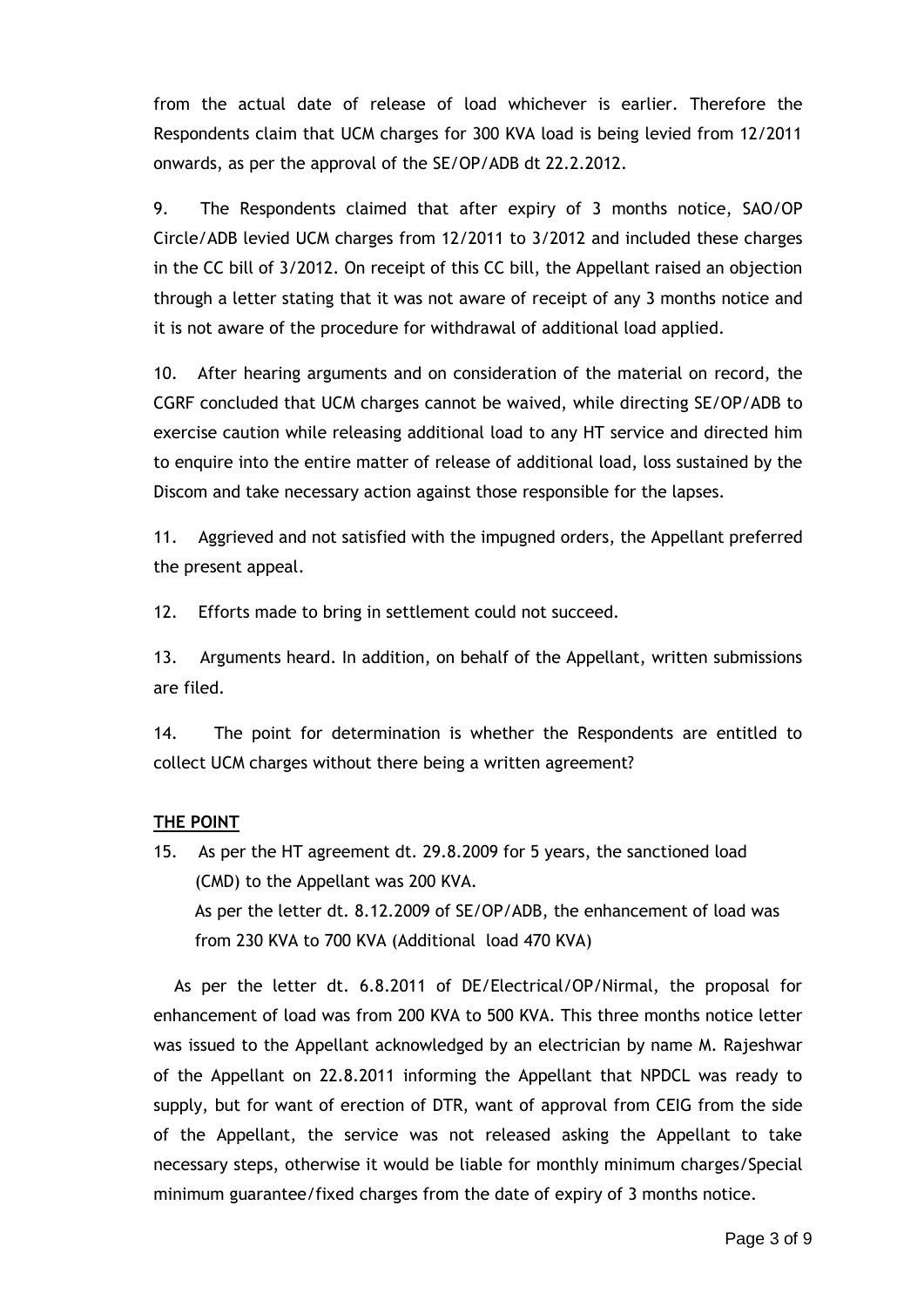from the actual date of release of load whichever is earlier. Therefore the Respondents claim that UCM charges for 300 KVA load is being levied from 12/2011 onwards, as per the approval of the SE/OP/ADB dt 22.2.2012.

9. The Respondents claimed that after expiry of 3 months notice, SAO/OP Circle/ADB levied UCM charges from 12/2011 to 3/2012 and included these charges in the CC bill of 3/2012. On receipt of this CC bill, the Appellant raised an objection through a letter stating that it was not aware of receipt of any 3 months notice and it is not aware of the procedure for withdrawal of additional load applied.

10. After hearing arguments and on consideration of the material on record, the CGRF concluded that UCM charges cannot be waived, while directing SE/OP/ADB to exercise caution while releasing additional load to any HT service and directed him to enquire into the entire matter of release of additional load, loss sustained by the Discom and take necessary action against those responsible for the lapses.

11. Aggrieved and not satisfied with the impugned orders, the Appellant preferred the present appeal.

12. Efforts made to bring in settlement could not succeed.

13. Arguments heard. In addition, on behalf of the Appellant, written submissions are filed.

14. The point for determination is whether the Respondents are entitled to collect UCM charges without there being a written agreement?

**THE POINT**

15. As per the HT agreement dt. 29.8.2009 for 5 years, the sanctioned load (CMD) to the Appellant was 200 KVA.

As per the letter dt. 8.12.2009 of SE/OP/ADB, the enhancement of load was from 230 KVA to 700 KVA (Additional load 470 KVA)

As per the letter dt. 6.8.2011 of DE/Electrical/OP/Nirmal, the proposal for enhancement of load was from 200 KVA to 500 KVA. This three months notice letter was issued to the Appellant acknowledged by an electrician by name M. Rajeshwar of the Appellant on 22.8.2011 informing the Appellant that NPDCL was ready to supply, but for want of erection of DTR, want of approval from CEIG from the side of the Appellant, the service was not released asking the Appellant to take necessary steps, otherwise it would be liable for monthly minimum charges/Special minimum guarantee/fixed charges from the date of expiry of 3 months notice.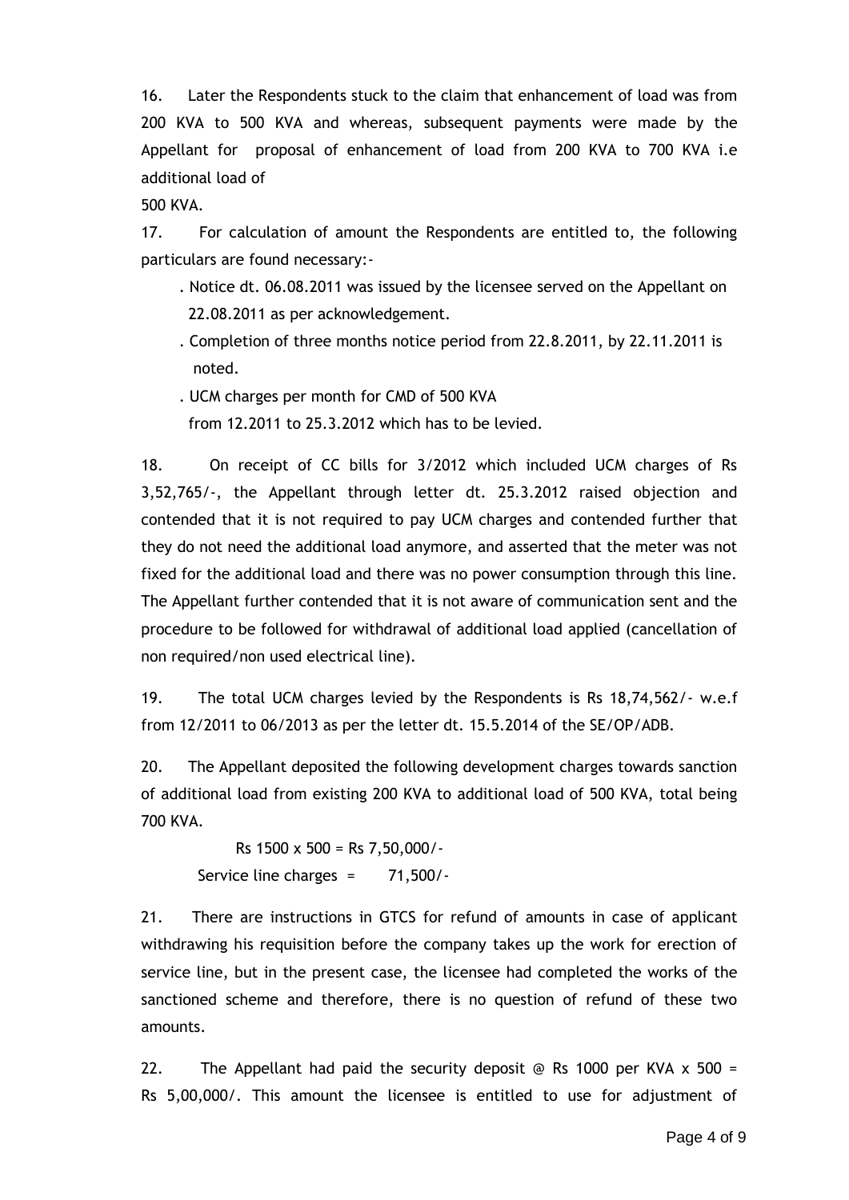16. Later the Respondents stuck to the claim that enhancement of load was from 200 KVA to 500 KVA and whereas, subsequent payments were made by the Appellant for proposal of enhancement of load from 200 KVA to 700 KVA i.e additional load of 500 KVA.

17. For calculation of amount the Respondents are entitled to, the following particulars are found necessary:-

- Notice dt. 06.08.2011 was issued by the licensee served on the Appellant on 22.08.2011 as per acknowledgement.
- Completion of three months notice period from 22.8.2011, by 22.11.2011 is noted.
- UCM charges per month for CMD of 500 KVA from 12.2011 to 25.3.2012 which has to be levied.

18. On receipt of CC bills for 3/2012 which included UCM charges of Rs 3,52,765/-, the Appellant through letter dt. 25.3.2012 raised objection and contended that it is not required to pay UCM charges and contended further that they do not need the additional load anymore, and asserted that the meter was not fixed for the additional load and there was no power consumption through this line. The Appellant further contended that it is not aware of communication sent and the procedure to be followed for withdrawal of additional load applied (cancellation of non required/non used electrical line).

19. The total UCM charges levied by the Respondents is Rs 18,74,562/- w.e.f from 12/2011 to 06/2013 as per the letter dt. 15.5.2014 of the SE/OP/ADB.

20. The Appellant deposited the following development charges towards sanction of additional load from existing 200 KVA to additional load of 500 KVA, total being 700 KVA.

Rs 1500 x 500 = Rs 7,50,000/-
Service line charges = 71,500/-

21. There are instructions in GTCS for refund of amounts in case of applicant withdrawing his requisition before the company takes up the work for erection of service line, but in the present case, the licensee had completed the works of the sanctioned scheme and therefore, there is no question of refund of these two amounts.

22. The Appellant had paid the security deposit @ Rs 1000 per KVA x 500 = Rs 5,00,000/. This amount the licensee is entitled to use for adjustment of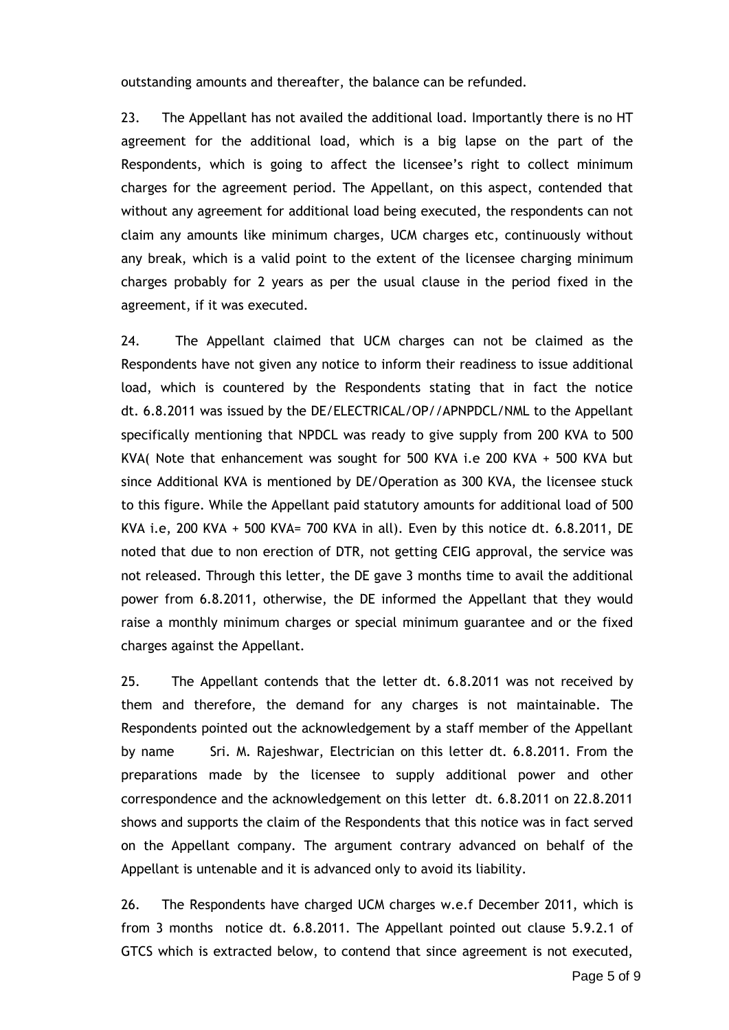outstanding amounts and thereafter, the balance can be refunded.

23. The Appellant has not availed the additional load. Importantly there is no HT agreement for the additional load, which is a big lapse on the part of the Respondents, which is going to affect the licensee's right to collect minimum charges for the agreement period. The Appellant, on this aspect, contended that without any agreement for additional load being executed, the respondents can not claim any amounts like minimum charges, UCM charges etc, continuously without any break, which is a valid point to the extent of the licensee charging minimum charges probably for 2 years as per the usual clause in the period fixed in the agreement, if it was executed.

24. The Appellant claimed that UCM charges can not be claimed as the Respondents have not given any notice to inform their readiness to issue additional load, which is countered by the Respondents stating that in fact the notice dt. 6.8.2011 was issued by the DE/ELECTRICAL/OP//APNPDCL/NML to the Appellant specifically mentioning that NPDCL was ready to give supply from 200 KVA to 500 KVA( Note that enhancement was sought for 500 KVA i.e 200 KVA + 500 KVA but since Additional KVA is mentioned by DE/Operation as 300 KVA, the licensee stuck to this figure. While the Appellant paid statutory amounts for additional load of 500 KVA i.e, 200 KVA + 500 KVA= 700 KVA in all). Even by this notice dt. 6.8.2011, DE noted that due to non erection of DTR, not getting CEIG approval, the service was not released. Through this letter, the DE gave 3 months time to avail the additional power from 6.8.2011, otherwise, the DE informed the Appellant that they would raise a monthly minimum charges or special minimum guarantee and or the fixed charges against the Appellant.

25. The Appellant contends that the letter dt. 6.8.2011 was not received by them and therefore, the demand for any charges is not maintainable. The Respondents pointed out the acknowledgement by a staff member of the Appellant by name Sri. M. Rajeshwar, Electrician on this letter dt. 6.8.2011. From the preparations made by the licensee to supply additional power and other correspondence and the acknowledgement on this letter dt. 6.8.2011 on 22.8.2011 shows and supports the claim of the Respondents that this notice was in fact served on the Appellant company. The argument contrary advanced on behalf of the Appellant is untenable and it is advanced only to avoid its liability.

26. The Respondents have charged UCM charges w.e.f December 2011, which is from 3 months notice dt. 6.8.2011. The Appellant pointed out clause 5.9.2.1 of GTCS which is extracted below, to contend that since agreement is not executed,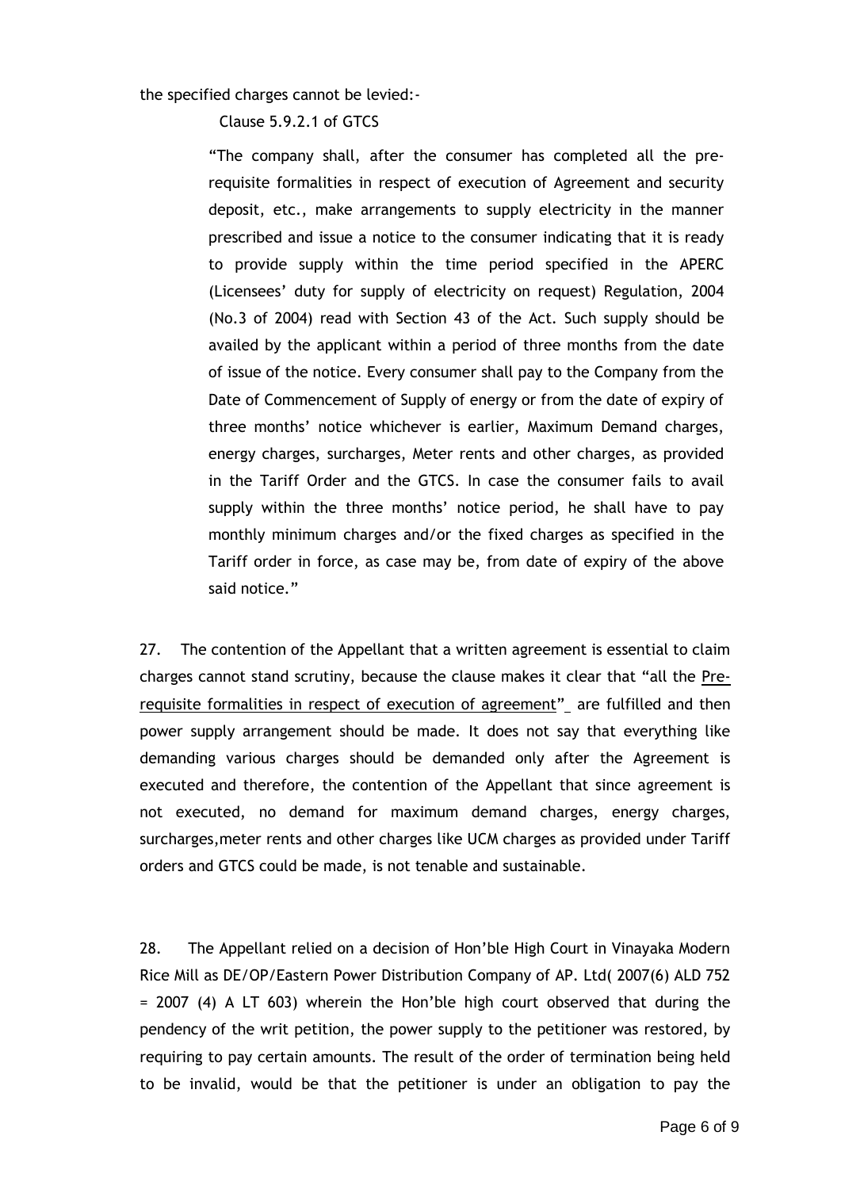the specified charges cannot be levied:-

Clause 5.9.2.1 of GTCS

> "The company shall, after the consumer has completed all the pre-requisite formalities in respect of execution of Agreement and security deposit, etc., make arrangements to supply electricity in the manner prescribed and issue a notice to the consumer indicating that it is ready to provide supply within the time period specified in the APERC (Licensees' duty for supply of electricity on request) Regulation, 2004 (No.3 of 2004) read with Section 43 of the Act. Such supply should be availed by the applicant within a period of three months from the date of issue of the notice. Every consumer shall pay to the Company from the Date of Commencement of Supply of energy or from the date of expiry of three months' notice whichever is earlier, Maximum Demand charges, energy charges, surcharges, Meter rents and other charges, as provided in the Tariff Order and the GTCS. In case the consumer fails to avail supply within the three months' notice period, he shall have to pay monthly minimum charges and/or the fixed charges as specified in the Tariff order in force, as case may be, from date of expiry of the above said notice."

27. The contention of the Appellant that a written agreement is essential to claim charges cannot stand scrutiny, because the clause makes it clear that "all the <u>Pre-requisite formalities in respect of execution of agreement</u>" are fulfilled and then power supply arrangement should be made. It does not say that everything like demanding various charges should be demanded only after the Agreement is executed and therefore, the contention of the Appellant that since agreement is not executed, no demand for maximum demand charges, energy charges, surcharges,meter rents and other charges like UCM charges as provided under Tariff orders and GTCS could be made, is not tenable and sustainable.

28. The Appellant relied on a decision of Hon'ble High Court in Vinayaka Modern Rice Mill as DE/OP/Eastern Power Distribution Company of AP. Ltd( 2007(6) ALD 752 = 2007 (4) A LT 603) wherein the Hon'ble high court observed that during the pendency of the writ petition, the power supply to the petitioner was restored, by requiring to pay certain amounts. The result of the order of termination being held to be invalid, would be that the petitioner is under an obligation to pay the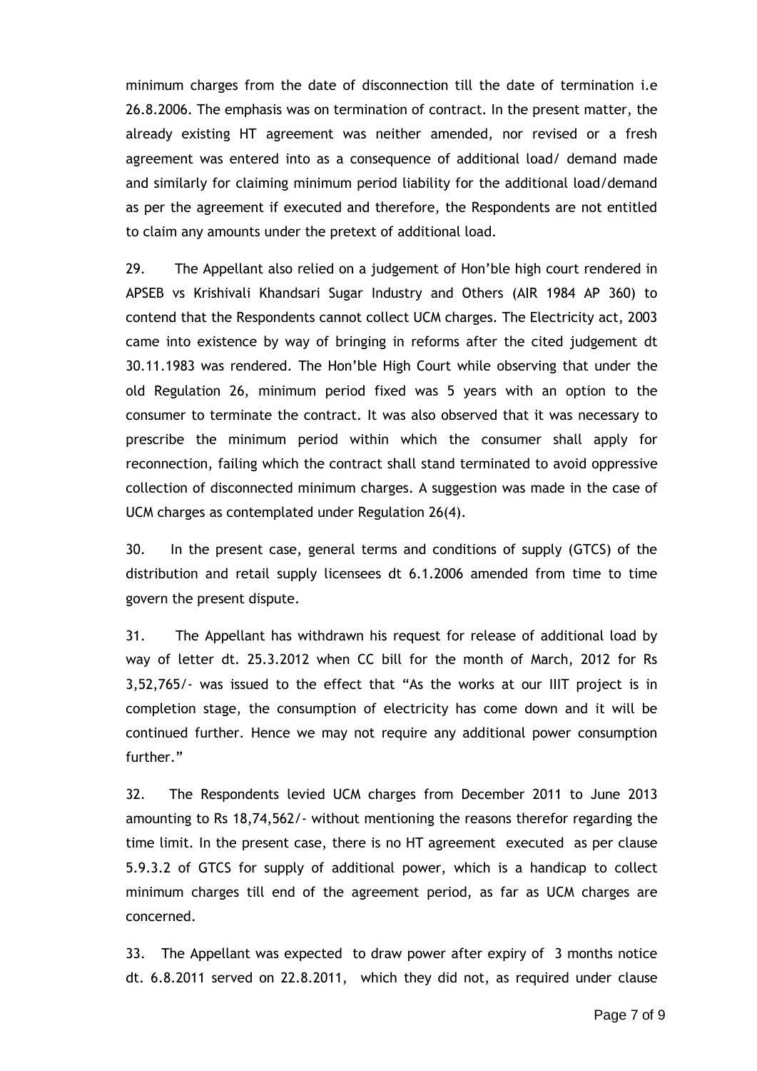minimum charges from the date of disconnection till the date of termination i.e 26.8.2006. The emphasis was on termination of contract. In the present matter, the already existing HT agreement was neither amended, nor revised or a fresh agreement was entered into as a consequence of additional load/ demand made and similarly for claiming minimum period liability for the additional load/demand as per the agreement if executed and therefore, the Respondents are not entitled to claim any amounts under the pretext of additional load.

29. The Appellant also relied on a judgement of Hon'ble high court rendered in APSEB vs Krishivali Khandsari Sugar Industry and Others (AIR 1984 AP 360) to contend that the Respondents cannot collect UCM charges. The Electricity act, 2003 came into existence by way of bringing in reforms after the cited judgement dt 30.11.1983 was rendered. The Hon'ble High Court while observing that under the old Regulation 26, minimum period fixed was 5 years with an option to the consumer to terminate the contract. It was also observed that it was necessary to prescribe the minimum period within which the consumer shall apply for reconnection, failing which the contract shall stand terminated to avoid oppressive collection of disconnected minimum charges. A suggestion was made in the case of UCM charges as contemplated under Regulation 26(4).

30. In the present case, general terms and conditions of supply (GTCS) of the distribution and retail supply licensees dt 6.1.2006 amended from time to time govern the present dispute.

31. The Appellant has withdrawn his request for release of additional load by way of letter dt. 25.3.2012 when CC bill for the month of March, 2012 for Rs 3,52,765/- was issued to the effect that "As the works at our IIIT project is in completion stage, the consumption of electricity has come down and it will be continued further. Hence we may not require any additional power consumption further."

32. The Respondents levied UCM charges from December 2011 to June 2013 amounting to Rs 18,74,562/- without mentioning the reasons therefor regarding the time limit. In the present case, there is no HT agreement executed as per clause 5.9.3.2 of GTCS for supply of additional power, which is a handicap to collect minimum charges till end of the agreement period, as far as UCM charges are concerned.

33. The Appellant was expected to draw power after expiry of 3 months notice dt. 6.8.2011 served on 22.8.2011, which they did not, as required under clause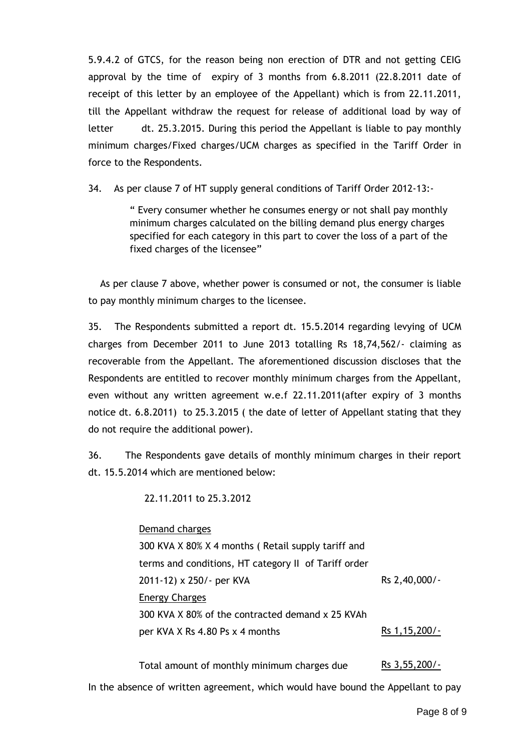5.9.4.2 of GTCS, for the reason being non erection of DTR and not getting CEIG approval by the time of expiry of 3 months from 6.8.2011 (22.8.2011 date of receipt of this letter by an employee of the Appellant) which is from 22.11.2011, till the Appellant withdraw the request for release of additional load by way of letter dt. 25.3.2015. During this period the Appellant is liable to pay monthly minimum charges/Fixed charges/UCM charges as specified in the Tariff Order in force to the Respondents.

34. As per clause 7 of HT supply general conditions of Tariff Order 2012-13:-

> " Every consumer whether he consumes energy or not shall pay monthly minimum charges calculated on the billing demand plus energy charges specified for each category in this part to cover the loss of a part of the fixed charges of the licensee"

As per clause 7 above, whether power is consumed or not, the consumer is liable to pay monthly minimum charges to the licensee.

35. The Respondents submitted a report dt. 15.5.2014 regarding levying of UCM charges from December 2011 to June 2013 totalling Rs 18,74,562/- claiming as recoverable from the Appellant. The aforementioned discussion discloses that the Respondents are entitled to recover monthly minimum charges from the Appellant, even without any written agreement w.e.f 22.11.2011(after expiry of 3 months notice dt. 6.8.2011) to 25.3.2015 ( the date of letter of Appellant stating that they do not require the additional power).

36. The Respondents gave details of monthly minimum charges in their report dt. 15.5.2014 which are mentioned below:

22.11.2011 to 25.3.2012

| | |
|---|---|
| <u>Demand charges</u> | |
| 300 KVA X 80% X 4 months ( Retail supply tariff and terms and conditions, HT category II of Tariff order 2011-12) x 250/- per KVA | Rs 2,40,000/- |
| <u>Energy Charges</u> | |
| 300 KVA X 80% of the contracted demand x 25 KVAh per KVA X Rs 4.80 Ps x 4 months | <u>Rs 1,15,200/-</u> |
| Total amount of monthly minimum charges due | <u>Rs 3,55,200/-</u> |

In the absence of written agreement, which would have bound the Appellant to pay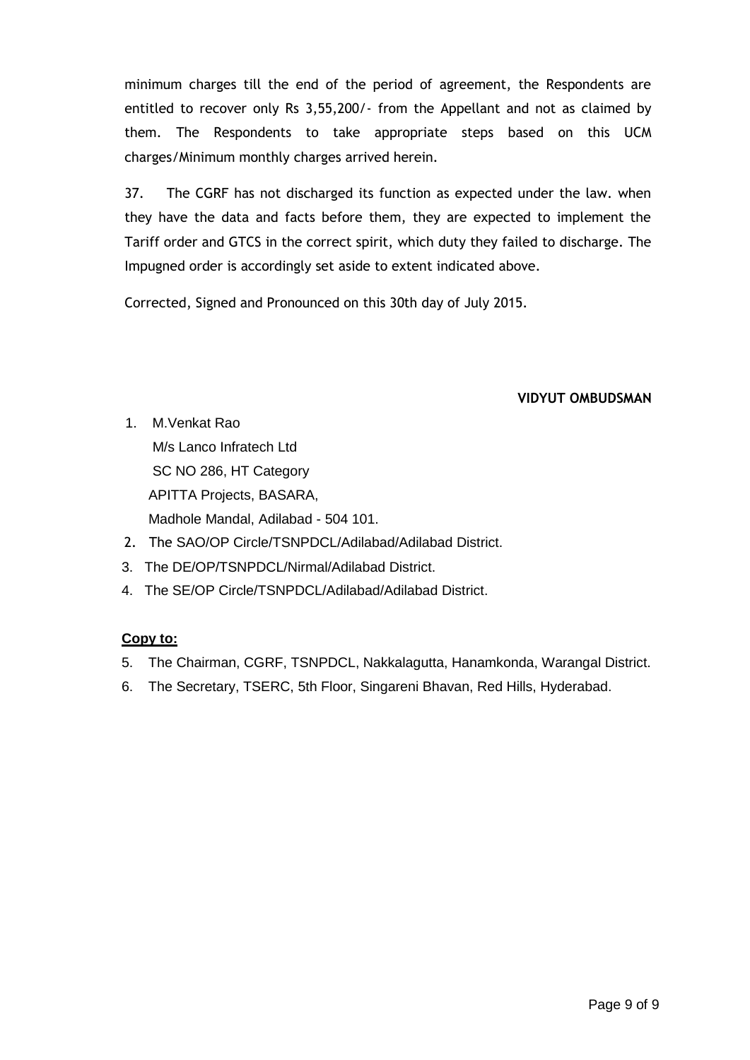minimum charges till the end of the period of agreement, the Respondents are entitled to recover only Rs 3,55,200/- from the Appellant and not as claimed by them. The Respondents to take appropriate steps based on this UCM charges/Minimum monthly charges arrived herein.

37. The CGRF has not discharged its function as expected under the law. when they have the data and facts before them, they are expected to implement the Tariff order and GTCS in the correct spirit, which duty they failed to discharge. The Impugned order is accordingly set aside to extent indicated above.

Corrected, Signed and Pronounced on this 30th day of July 2015.

**VIDYUT OMBUDSMAN**

1. M.Venkat Rao
   M/s Lanco Infratech Ltd
   SC NO 286, HT Category
   APITTA Projects, BASARA,
   Madhole Mandal, Adilabad - 504 101.
2. The SAO/OP Circle/TSNPDCL/Adilabad/Adilabad District.
3. The DE/OP/TSNPDCL/Nirmal/Adilabad District.
4. The SE/OP Circle/TSNPDCL/Adilabad/Adilabad District.

**Copy to:**

5. The Chairman, CGRF, TSNPDCL, Nakkalagutta, Hanamkonda, Warangal District.
6. The Secretary, TSERC, 5th Floor, Singareni Bhavan, Red Hills, Hyderabad.